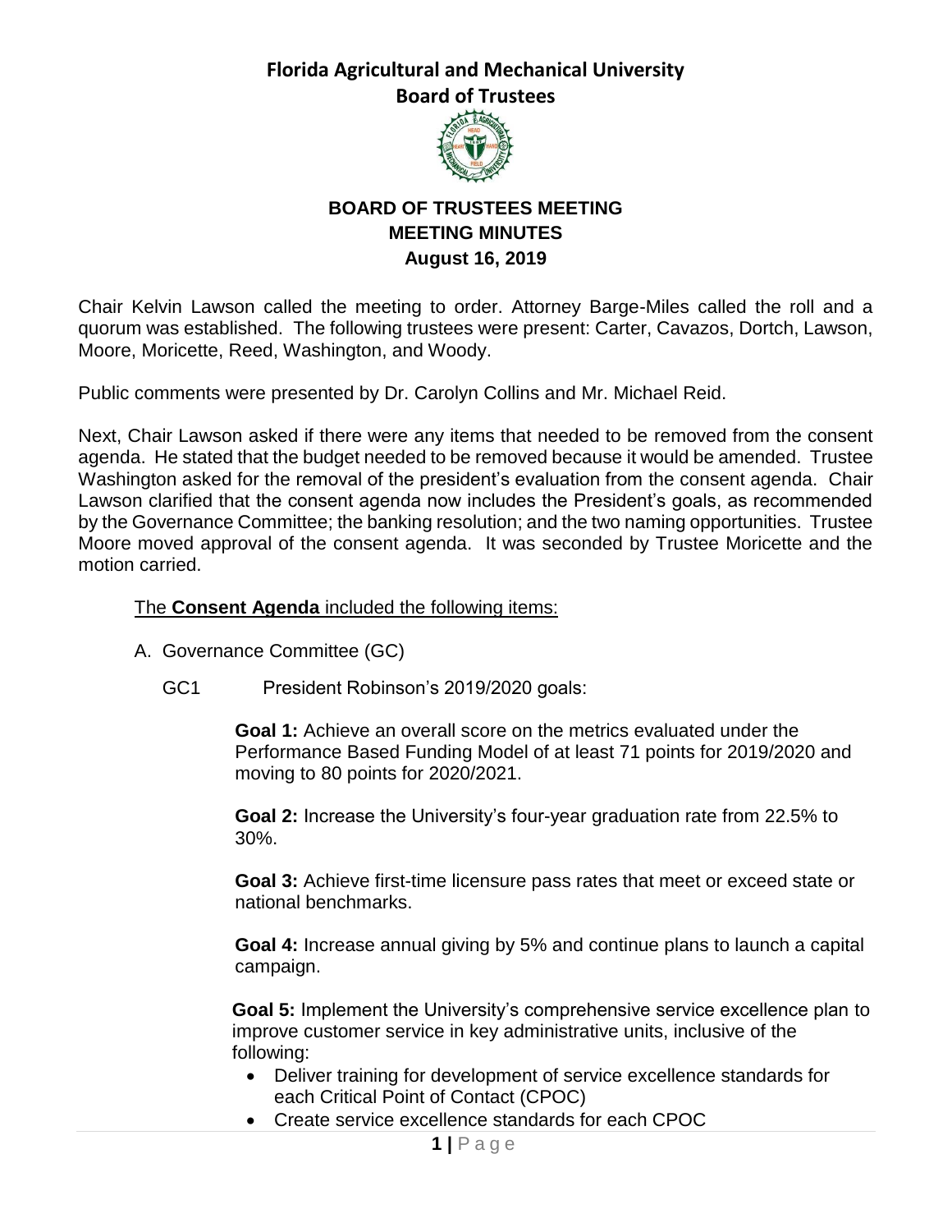# Florida Agricultural and Mechanical University
## Board of Trustees

### BOARD OF TRUSTEES MEETING
### MEETING MINUTES
### August 16, 2019

Chair Kelvin Lawson called the meeting to order. Attorney Barge-Miles called the roll and a quorum was established. The following trustees were present: Carter, Cavazos, Dortch, Lawson, Moore, Moricette, Reed, Washington, and Woody.

Public comments were presented by Dr. Carolyn Collins and Mr. Michael Reid.

Next, Chair Lawson asked if there were any items that needed to be removed from the consent agenda. He stated that the budget needed to be removed because it would be amended. Trustee Washington asked for the removal of the president's evaluation from the consent agenda. Chair Lawson clarified that the consent agenda now includes the President's goals, as recommended by the Governance Committee; the banking resolution; and the two naming opportunities. Trustee Moore moved approval of the consent agenda. It was seconded by Trustee Moricette and the motion carried.

The **Consent Agenda** included the following items:

A. Governance Committee (GC)

GC1 President Robinson's 2019/2020 goals:

**Goal 1:** Achieve an overall score on the metrics evaluated under the Performance Based Funding Model of at least 71 points for 2019/2020 and moving to 80 points for 2020/2021.

**Goal 2:** Increase the University's four-year graduation rate from 22.5% to 30%.

**Goal 3:** Achieve first-time licensure pass rates that meet or exceed state or national benchmarks.

**Goal 4:** Increase annual giving by 5% and continue plans to launch a capital campaign.

**Goal 5:** Implement the University's comprehensive service excellence plan to improve customer service in key administrative units, inclusive of the following:

- Deliver training for development of service excellence standards for each Critical Point of Contact (CPOC)
- Create service excellence standards for each CPOC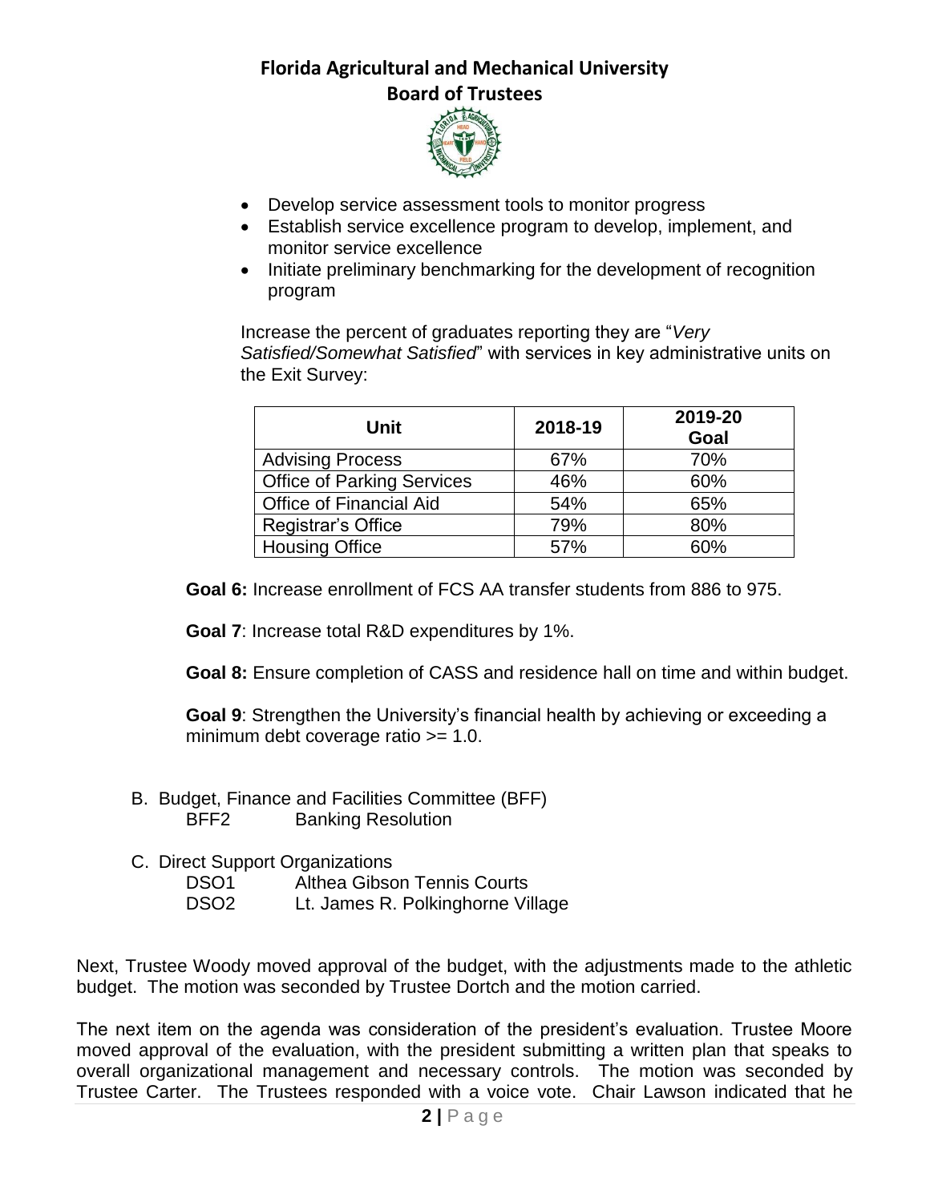- Develop service assessment tools to monitor progress
- Establish service excellence program to develop, implement, and monitor service excellence
- Initiate preliminary benchmarking for the development of recognition program

Increase the percent of graduates reporting they are "*Very Satisfied/Somewhat Satisfied*" with services in key administrative units on the Exit Survey:

| Unit | 2018-19 | 2019-20 Goal |
|---|---|---|
| Advising Process | 67% | 70% |
| Office of Parking Services | 46% | 60% |
| Office of Financial Aid | 54% | 65% |
| Registrar's Office | 79% | 80% |
| Housing Office | 57% | 60% |

**Goal 6:** Increase enrollment of FCS AA transfer students from 886 to 975.

**Goal 7**: Increase total R&D expenditures by 1%.

**Goal 8:** Ensure completion of CASS and residence hall on time and within budget.

**Goal 9**: Strengthen the University's financial health by achieving or exceeding a minimum debt coverage ratio >= 1.0.

B. Budget, Finance and Facilities Committee (BFF)
   BFF2 Banking Resolution

C. Direct Support Organizations
   DSO1 Althea Gibson Tennis Courts
   DSO2 Lt. James R. Polkinghorne Village

Next, Trustee Woody moved approval of the budget, with the adjustments made to the athletic budget. The motion was seconded by Trustee Dortch and the motion carried.

The next item on the agenda was consideration of the president's evaluation. Trustee Moore moved approval of the evaluation, with the president submitting a written plan that speaks to overall organizational management and necessary controls. The motion was seconded by Trustee Carter. The Trustees responded with a voice vote. Chair Lawson indicated that he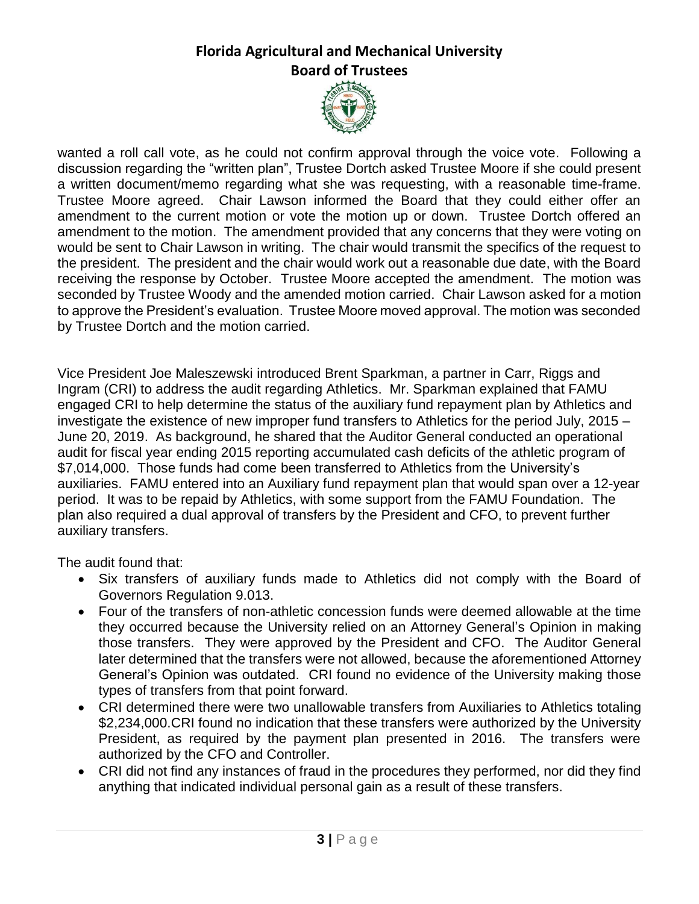wanted a roll call vote, as he could not confirm approval through the voice vote. Following a discussion regarding the "written plan", Trustee Dortch asked Trustee Moore if she could present a written document/memo regarding what she was requesting, with a reasonable time-frame. Trustee Moore agreed. Chair Lawson informed the Board that they could either offer an amendment to the current motion or vote the motion up or down. Trustee Dortch offered an amendment to the motion. The amendment provided that any concerns that they were voting on would be sent to Chair Lawson in writing. The chair would transmit the specifics of the request to the president. The president and the chair would work out a reasonable due date, with the Board receiving the response by October. Trustee Moore accepted the amendment. The motion was seconded by Trustee Woody and the amended motion carried. Chair Lawson asked for a motion to approve the President's evaluation. Trustee Moore moved approval. The motion was seconded by Trustee Dortch and the motion carried.

Vice President Joe Maleszewski introduced Brent Sparkman, a partner in Carr, Riggs and Ingram (CRI) to address the audit regarding Athletics. Mr. Sparkman explained that FAMU engaged CRI to help determine the status of the auxiliary fund repayment plan by Athletics and investigate the existence of new improper fund transfers to Athletics for the period July, 2015 – June 20, 2019. As background, he shared that the Auditor General conducted an operational audit for fiscal year ending 2015 reporting accumulated cash deficits of the athletic program of $7,014,000. Those funds had come been transferred to Athletics from the University's auxiliaries. FAMU entered into an Auxiliary fund repayment plan that would span over a 12-year period. It was to be repaid by Athletics, with some support from the FAMU Foundation. The plan also required a dual approval of transfers by the President and CFO, to prevent further auxiliary transfers.

The audit found that:

- Six transfers of auxiliary funds made to Athletics did not comply with the Board of Governors Regulation 9.013.
- Four of the transfers of non-athletic concession funds were deemed allowable at the time they occurred because the University relied on an Attorney General's Opinion in making those transfers. They were approved by the President and CFO. The Auditor General later determined that the transfers were not allowed, because the aforementioned Attorney General's Opinion was outdated. CRI found no evidence of the University making those types of transfers from that point forward.
- CRI determined there were two unallowable transfers from Auxiliaries to Athletics totaling $2,234,000.CRI found no indication that these transfers were authorized by the University President, as required by the payment plan presented in 2016. The transfers were authorized by the CFO and Controller.
- CRI did not find any instances of fraud in the procedures they performed, nor did they find anything that indicated individual personal gain as a result of these transfers.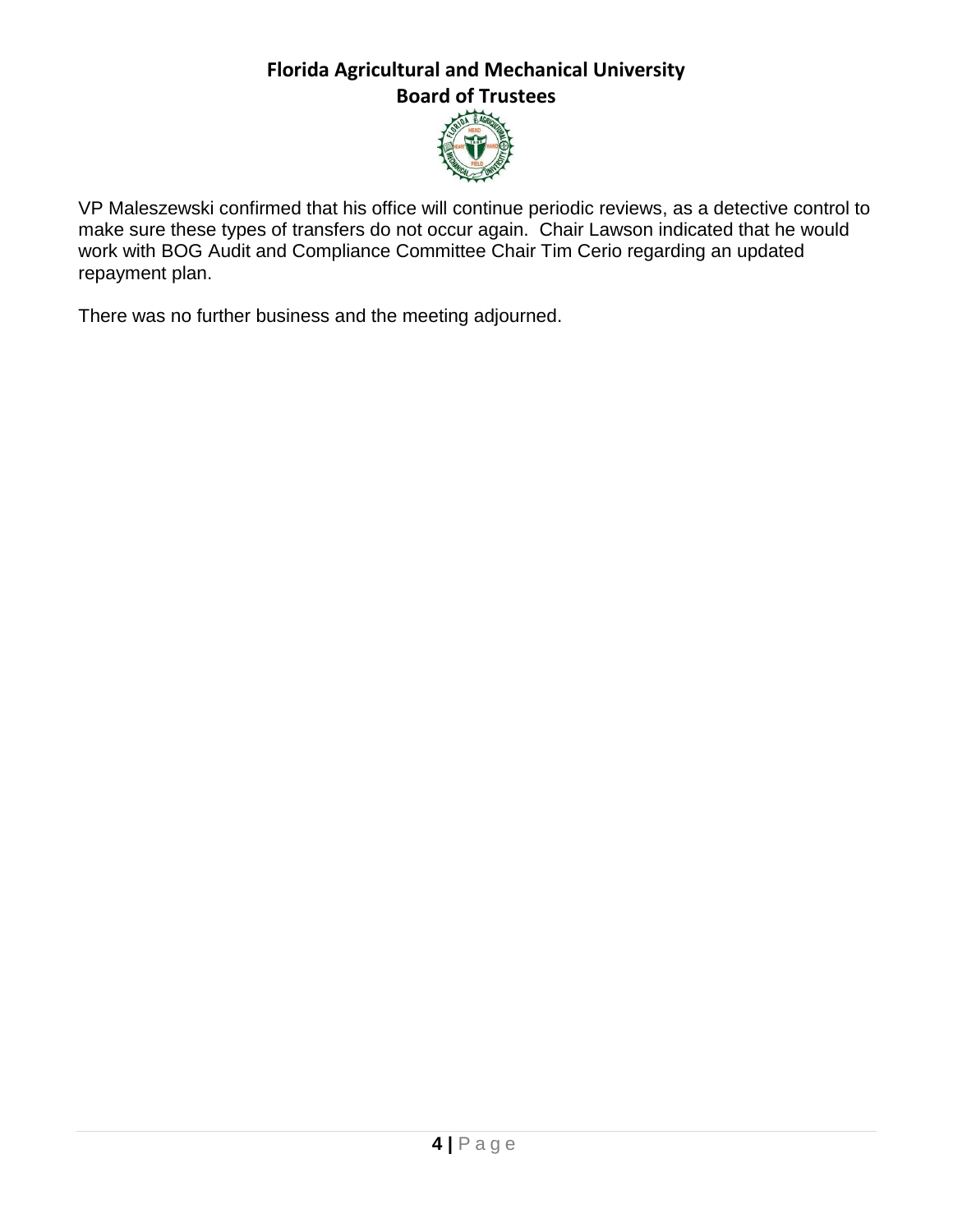VP Maleszewski confirmed that his office will continue periodic reviews, as a detective control to make sure these types of transfers do not occur again. Chair Lawson indicated that he would work with BOG Audit and Compliance Committee Chair Tim Cerio regarding an updated repayment plan.

There was no further business and the meeting adjourned.